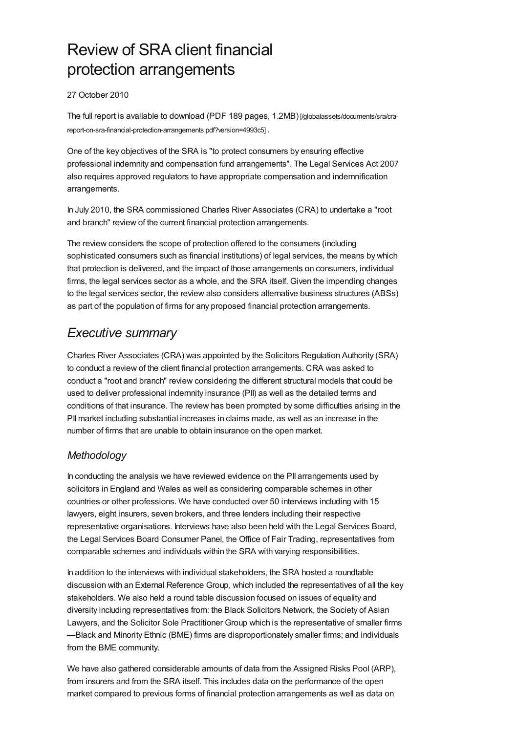# Review of SRA client financial protection arrangements

27 October 2010

The full report is available to download (PDF 189 pages, 1.2MB) [/globalassets/documents/sra/cra-report-on-sra-financial-protection-arrangements.pdf?version=4993c5] .

One of the key objectives of the SRA is "to protect consumers by ensuring effective professional indemnity and compensation fund arrangements". The Legal Services Act 2007 also requires approved regulators to have appropriate compensation and indemnification arrangements.

In July 2010, the SRA commissioned Charles River Associates (CRA) to undertake a "root and branch" review of the current financial protection arrangements.

The review considers the scope of protection offered to the consumers (including sophisticated consumers such as financial institutions) of legal services, the means by which that protection is delivered, and the impact of those arrangements on consumers, individual firms, the legal services sector as a whole, and the SRA itself. Given the impending changes to the legal services sector, the review also considers alternative business structures (ABSs) as part of the population of firms for any proposed financial protection arrangements.

## *Executive summary*

Charles River Associates (CRA) was appointed by the Solicitors Regulation Authority (SRA) to conduct a review of the client financial protection arrangements. CRA was asked to conduct a "root and branch" review considering the different structural models that could be used to deliver professional indemnity insurance (PII) as well as the detailed terms and conditions of that insurance. The review has been prompted by some difficulties arising in the PII market including substantial increases in claims made, as well as an increase in the number of firms that are unable to obtain insurance on the open market.

### *Methodology*

In conducting the analysis we have reviewed evidence on the PII arrangements used by solicitors in England and Wales as well as considering comparable schemes in other countries or other professions. We have conducted over 50 interviews including with 15 lawyers, eight insurers, seven brokers, and three lenders including their respective representative organisations. Interviews have also been held with the Legal Services Board, the Legal Services Board Consumer Panel, the Office of Fair Trading, representatives from comparable schemes and individuals within the SRA with varying responsibilities.

In addition to the interviews with individual stakeholders, the SRA hosted a roundtable discussion with an External Reference Group, which included the representatives of all the key stakeholders. We also held a round table discussion focused on issues of equality and diversity including representatives from: the Black Solicitors Network, the Society of Asian Lawyers, and the Solicitor Sole Practitioner Group which is the representative of smaller firms —Black and Minority Ethnic (BME) firms are disproportionately smaller firms; and individuals from the BME community.

We have also gathered considerable amounts of data from the Assigned Risks Pool (ARP), from insurers and from the SRA itself. This includes data on the performance of the open market compared to previous forms of financial protection arrangements as well as data on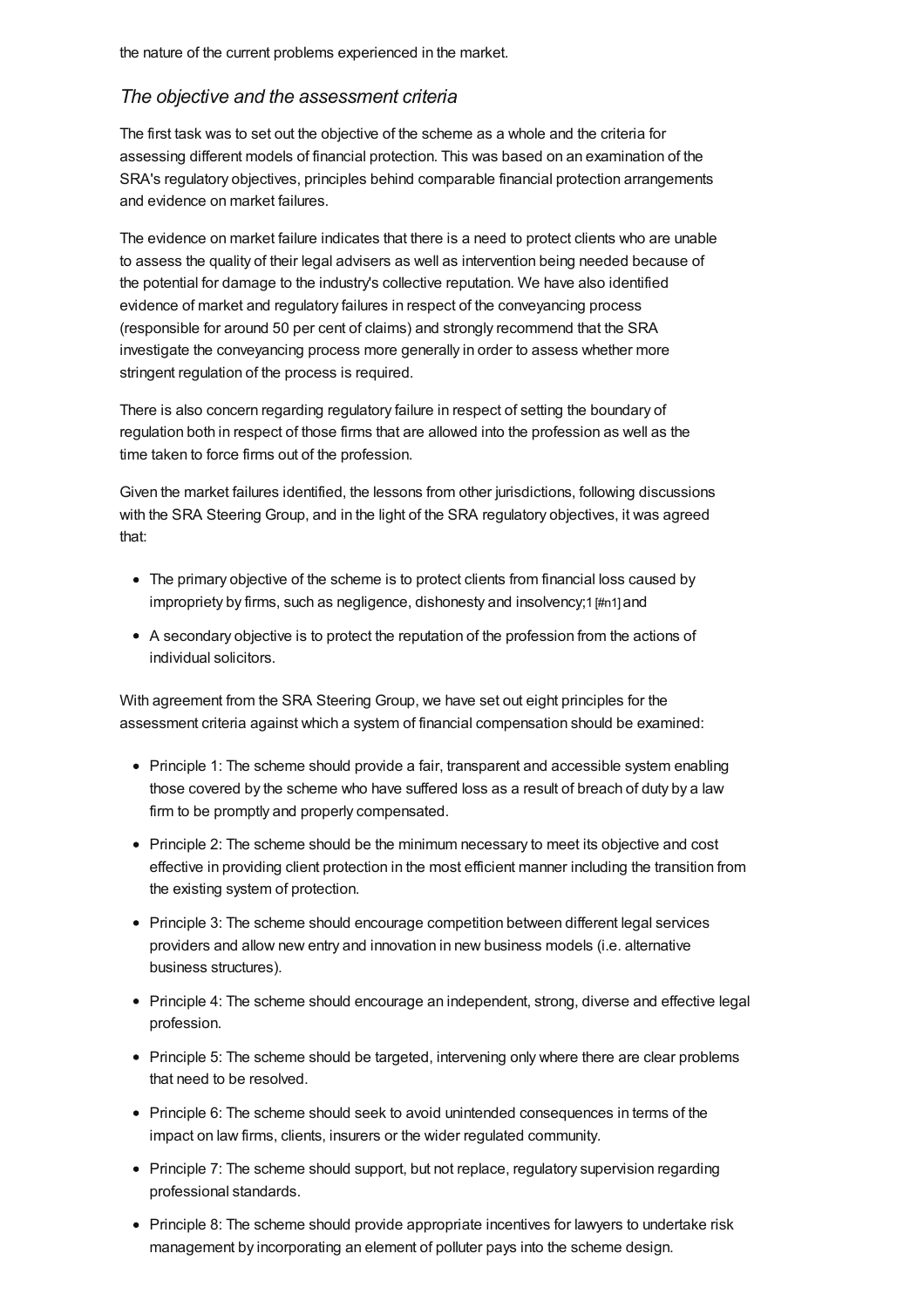the nature of the current problems experienced in the market.

### *The objective and the assessment criteria*

The first task was to set out the objective of the scheme as a whole and the criteria for assessing different models of financial protection. This was based on an examination of the SRA's regulatory objectives, principles behind comparable financial protection arrangements and evidence on market failures.

The evidence on market failure indicates that there is a need to protect clients who are unable to assess the quality of their legal advisers as well as intervention being needed because of the potential for damage to the industry's collective reputation. We have also identified evidence of market and regulatory failures in respect of the conveyancing process (responsible for around 50 per cent of claims) and strongly recommend that the SRA investigate the conveyancing process more generally in order to assess whether more stringent regulation of the process is required.

There is also concern regarding regulatory failure in respect of setting the boundary of regulation both in respect of those firms that are allowed into the profession as well as the time taken to force firms out of the profession.

Given the market failures identified, the lessons from other jurisdictions, following discussions with the SRA Steering Group, and in the light of the SRA regulatory objectives, it was agreed that:

- The primary objective of the scheme is to protect clients from financial loss caused by impropriety by firms, such as negligence, dishonesty and insolvency;1 [#n1] and
- A secondary objective is to protect the reputation of the profession from the actions of individual solicitors.

With agreement from the SRA Steering Group, we have set out eight principles for the assessment criteria against which a system of financial compensation should be examined:

- Principle 1: The scheme should provide a fair, transparent and accessible system enabling those covered by the scheme who have suffered loss as a result of breach of duty by a law firm to be promptly and properly compensated.
- Principle 2: The scheme should be the minimum necessary to meet its objective and cost effective in providing client protection in the most efficient manner including the transition from the existing system of protection.
- Principle 3: The scheme should encourage competition between different legal services providers and allow new entry and innovation in new business models (i.e. alternative business structures).
- Principle 4: The scheme should encourage an independent, strong, diverse and effective legal profession.
- Principle 5: The scheme should be targeted, intervening only where there are clear problems that need to be resolved.
- Principle 6: The scheme should seek to avoid unintended consequences in terms of the impact on law firms, clients, insurers or the wider regulated community.
- Principle 7: The scheme should support, but not replace, regulatory supervision regarding professional standards.
- Principle 8: The scheme should provide appropriate incentives for lawyers to undertake risk management by incorporating an element of polluter pays into the scheme design.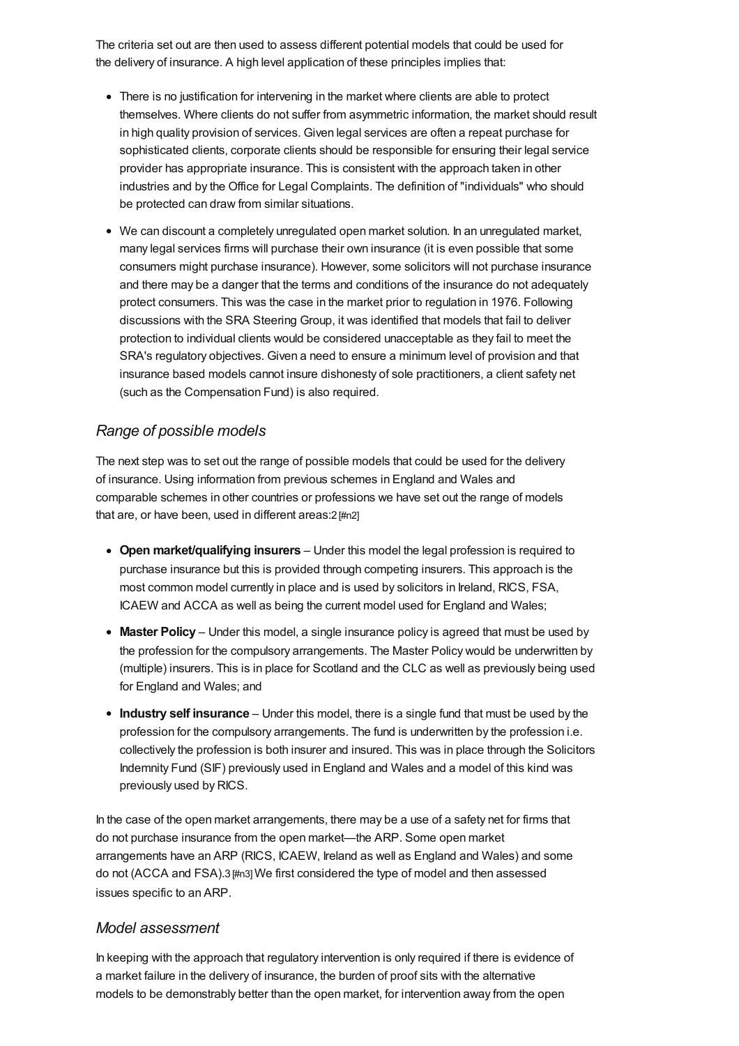The criteria set out are then used to assess different potential models that could be used for the delivery of insurance. A high level application of these principles implies that:

- There is no justification for intervening in the market where clients are able to protect themselves. Where clients do not suffer from asymmetric information, the market should result in high quality provision of services. Given legal services are often a repeat purchase for sophisticated clients, corporate clients should be responsible for ensuring their legal service provider has appropriate insurance. This is consistent with the approach taken in other industries and by the Office for Legal Complaints. The definition of "individuals" who should be protected can draw from similar situations.
- We can discount a completely unregulated open market solution. In an unregulated market, many legal services firms will purchase their own insurance (it is even possible that some consumers might purchase insurance). However, some solicitors will not purchase insurance and there may be a danger that the terms and conditions of the insurance do not adequately protect consumers. This was the case in the market prior to regulation in 1976. Following discussions with the SRA Steering Group, it was identified that models that fail to deliver protection to individual clients would be considered unacceptable as they fail to meet the SRA's regulatory objectives. Given a need to ensure a minimum level of provision and that insurance based models cannot insure dishonesty of sole practitioners, a client safety net (such as the Compensation Fund) is also required.

### *Range of possible models*

The next step was to set out the range of possible models that could be used for the delivery of insurance. Using information from previous schemes in England and Wales and comparable schemes in other countries or professions we have set out the range of models that are, or have been, used in different areas:2 [#n2]

- **Open market/qualifying insurers** – Under this model the legal profession is required to purchase insurance but this is provided through competing insurers. This approach is the most common model currently in place and is used by solicitors in Ireland, RICS, FSA, ICAEW and ACCA as well as being the current model used for England and Wales;
- **Master Policy** – Under this model, a single insurance policy is agreed that must be used by the profession for the compulsory arrangements. The Master Policy would be underwritten by (multiple) insurers. This is in place for Scotland and the CLC as well as previously being used for England and Wales; and
- **Industry self insurance** – Under this model, there is a single fund that must be used by the profession for the compulsory arrangements. The fund is underwritten by the profession i.e. collectively the profession is both insurer and insured. This was in place through the Solicitors Indemnity Fund (SIF) previously used in England and Wales and a model of this kind was previously used by RICS.

In the case of the open market arrangements, there may be a use of a safety net for firms that do not purchase insurance from the open market—the ARP. Some open market arrangements have an ARP (RICS, ICAEW, Ireland as well as England and Wales) and some do not (ACCA and FSA).3 [#n3] We first considered the type of model and then assessed issues specific to an ARP.

### *Model assessment*

In keeping with the approach that regulatory intervention is only required if there is evidence of a market failure in the delivery of insurance, the burden of proof sits with the alternative models to be demonstrably better than the open market, for intervention away from the open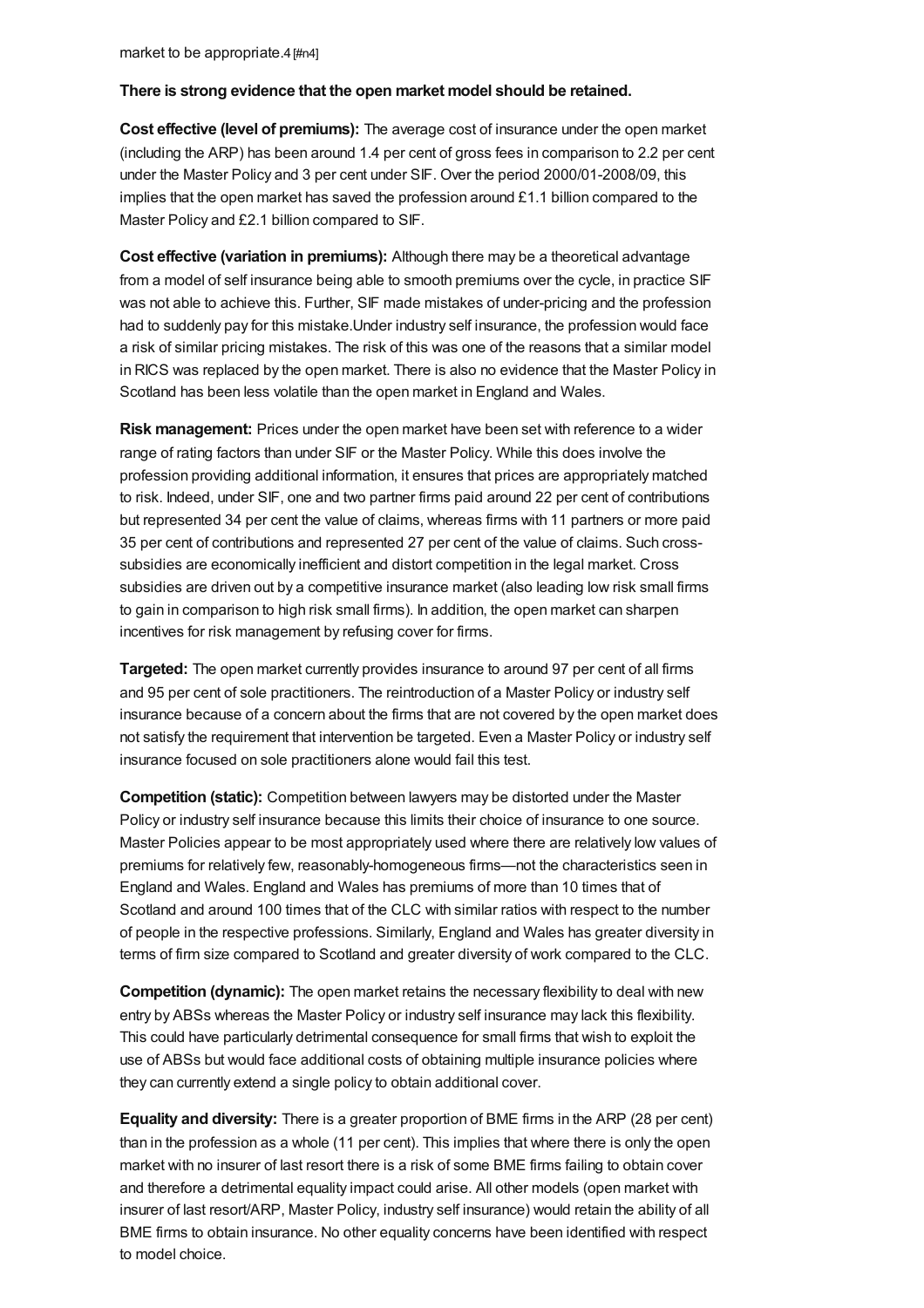market to be appropriate.4 [#n4]

**There is strong evidence that the open market model should be retained.**

**Cost effective (level of premiums):** The average cost of insurance under the open market (including the ARP) has been around 1.4 per cent of gross fees in comparison to 2.2 per cent under the Master Policy and 3 per cent under SIF. Over the period 2000/01-2008/09, this implies that the open market has saved the profession around £1.1 billion compared to the Master Policy and £2.1 billion compared to SIF.

**Cost effective (variation in premiums):** Although there may be a theoretical advantage from a model of self insurance being able to smooth premiums over the cycle, in practice SIF was not able to achieve this. Further, SIF made mistakes of under-pricing and the profession had to suddenly pay for this mistake.Under industry self insurance, the profession would face a risk of similar pricing mistakes. The risk of this was one of the reasons that a similar model in RICS was replaced by the open market. There is also no evidence that the Master Policy in Scotland has been less volatile than the open market in England and Wales.

**Risk management:** Prices under the open market have been set with reference to a wider range of rating factors than under SIF or the Master Policy. While this does involve the profession providing additional information, it ensures that prices are appropriately matched to risk. Indeed, under SIF, one and two partner firms paid around 22 per cent of contributions but represented 34 per cent the value of claims, whereas firms with 11 partners or more paid 35 per cent of contributions and represented 27 per cent of the value of claims. Such cross-subsidies are economically inefficient and distort competition in the legal market. Cross subsidies are driven out by a competitive insurance market (also leading low risk small firms to gain in comparison to high risk small firms). In addition, the open market can sharpen incentives for risk management by refusing cover for firms.

**Targeted:** The open market currently provides insurance to around 97 per cent of all firms and 95 per cent of sole practitioners. The reintroduction of a Master Policy or industry self insurance because of a concern about the firms that are not covered by the open market does not satisfy the requirement that intervention be targeted. Even a Master Policy or industry self insurance focused on sole practitioners alone would fail this test.

**Competition (static):** Competition between lawyers may be distorted under the Master Policy or industry self insurance because this limits their choice of insurance to one source. Master Policies appear to be most appropriately used where there are relatively low values of premiums for relatively few, reasonably-homogeneous firms—not the characteristics seen in England and Wales. England and Wales has premiums of more than 10 times that of Scotland and around 100 times that of the CLC with similar ratios with respect to the number of people in the respective professions. Similarly, England and Wales has greater diversity in terms of firm size compared to Scotland and greater diversity of work compared to the CLC.

**Competition (dynamic):** The open market retains the necessary flexibility to deal with new entry by ABSs whereas the Master Policy or industry self insurance may lack this flexibility. This could have particularly detrimental consequence for small firms that wish to exploit the use of ABSs but would face additional costs of obtaining multiple insurance policies where they can currently extend a single policy to obtain additional cover.

**Equality and diversity:** There is a greater proportion of BME firms in the ARP (28 per cent) than in the profession as a whole (11 per cent). This implies that where there is only the open market with no insurer of last resort there is a risk of some BME firms failing to obtain cover and therefore a detrimental equality impact could arise. All other models (open market with insurer of last resort/ARP, Master Policy, industry self insurance) would retain the ability of all BME firms to obtain insurance. No other equality concerns have been identified with respect to model choice.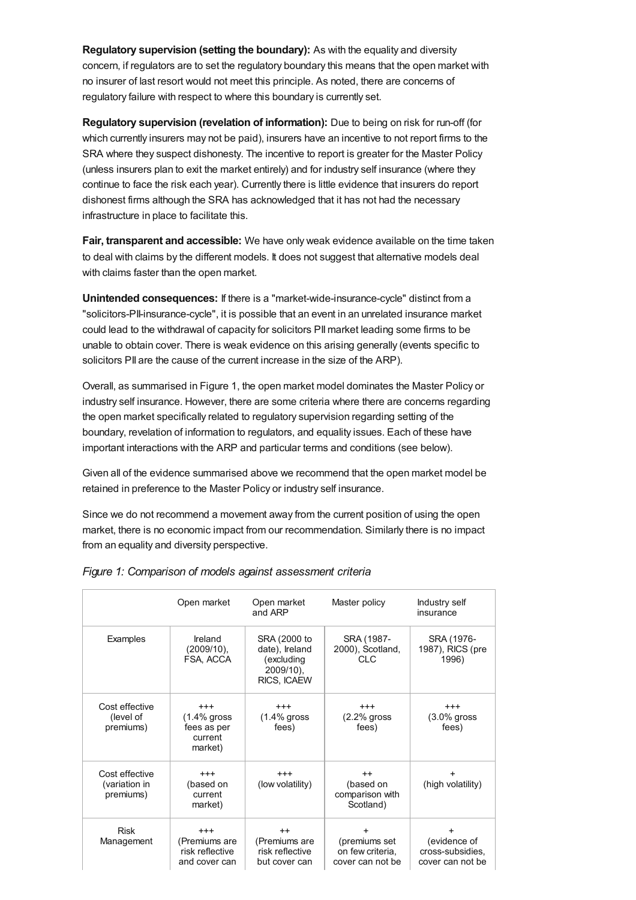**Regulatory supervision (setting the boundary):** As with the equality and diversity concern, if regulators are to set the regulatory boundary this means that the open market with no insurer of last resort would not meet this principle. As noted, there are concerns of regulatory failure with respect to where this boundary is currently set.

**Regulatory supervision (revelation of information):** Due to being on risk for run-off (for which currently insurers may not be paid), insurers have an incentive to not report firms to the SRA where they suspect dishonesty. The incentive to report is greater for the Master Policy (unless insurers plan to exit the market entirely) and for industry self insurance (where they continue to face the risk each year). Currently there is little evidence that insurers do report dishonest firms although the SRA has acknowledged that it has not had the necessary infrastructure in place to facilitate this.

**Fair, transparent and accessible:** We have only weak evidence available on the time taken to deal with claims by the different models. It does not suggest that alternative models deal with claims faster than the open market.

**Unintended consequences:** If there is a "market-wide-insurance-cycle" distinct from a "solicitors-PII-insurance-cycle", it is possible that an event in an unrelated insurance market could lead to the withdrawal of capacity for solicitors PII market leading some firms to be unable to obtain cover. There is weak evidence on this arising generally (events specific to solicitors PII are the cause of the current increase in the size of the ARP).

Overall, as summarised in Figure 1, the open market model dominates the Master Policy or industry self insurance. However, there are some criteria where there are concerns regarding the open market specifically related to regulatory supervision regarding setting of the boundary, revelation of information to regulators, and equality issues. Each of these have important interactions with the ARP and particular terms and conditions (see below).

Given all of the evidence summarised above we recommend that the open market model be retained in preference to the Master Policy or industry self insurance.

Since we do not recommend a movement away from the current position of using the open market, there is no economic impact from our recommendation. Similarly there is no impact from an equality and diversity perspective.

*Figure 1: Comparison of models against assessment criteria*

| | Open market | Open market and ARP | Master policy | Industry self insurance |
|---|---|---|---|---|
| Examples | Ireland (2009/10), FSA, ACCA | SRA (2000 to date), Ireland (excluding 2009/10), RICS, ICAEW | SRA (1987-2000), Scotland, CLC | SRA (1976-1987), RICS (pre 1996) |
| Cost effective (level of premiums) | +++ (1.4% gross fees as per current market) | +++ (1.4% gross fees) | +++ (2.2% gross fees) | +++ (3.0% gross fees) |
| Cost effective (variation in premiums) | +++ (based on current market) | +++ (low volatility) | ++ (based on comparison with Scotland) | + (high volatility) |
| Risk Management | +++ (Premiums are risk reflective and cover can | ++ (Premiums are risk reflective but cover can | + (premiums set on few criteria, cover can not be | + (evidence of cross-subsidies, cover can not be |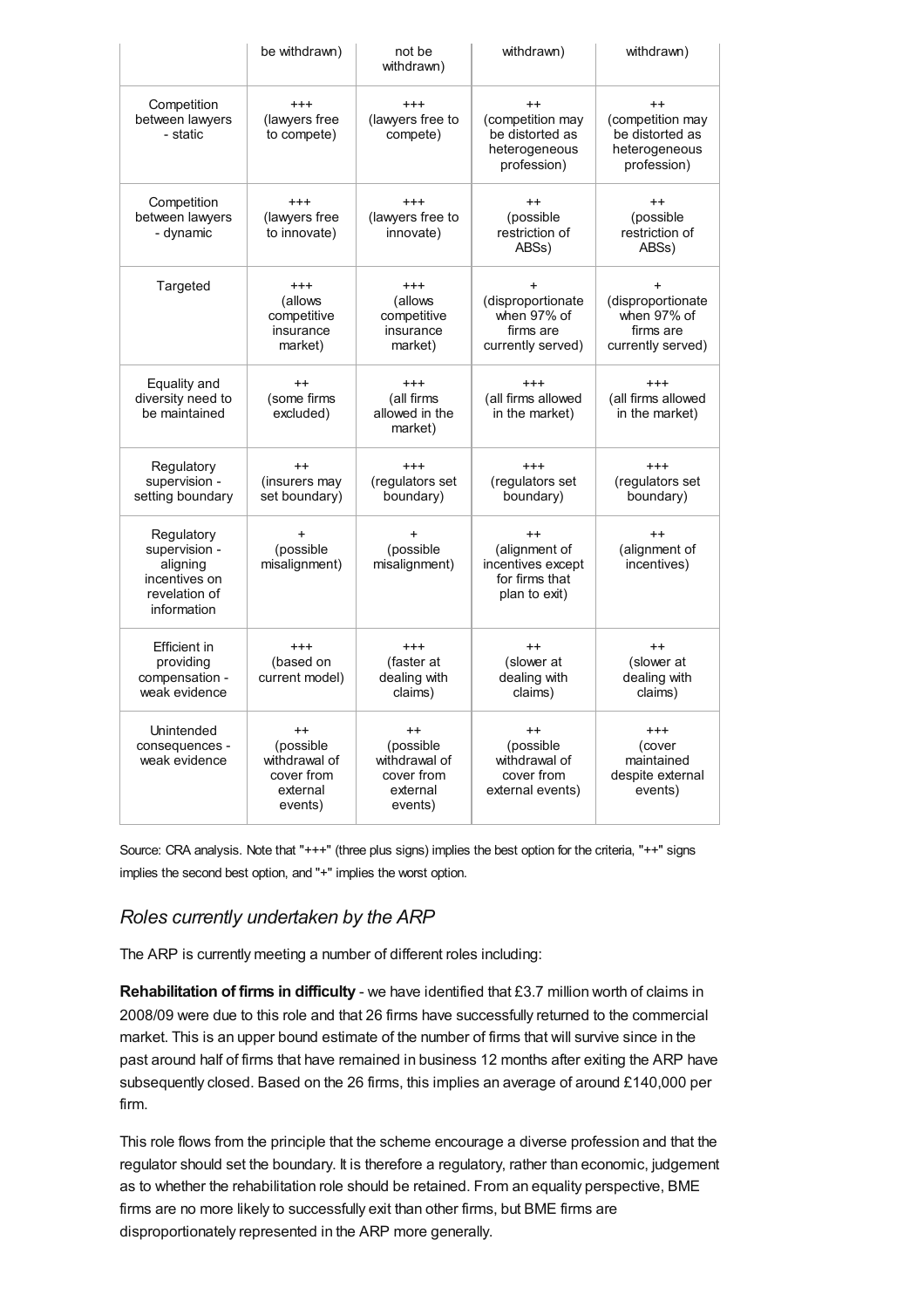| | be withdrawn) | not be withdrawn) | withdrawn) | withdrawn) |
|---|---|---|---|---|
| Competition between lawyers - static | +++ (lawyers free to compete) | +++ (lawyers free to compete) | ++ (competition may be distorted as heterogeneous profession) | ++ (competition may be distorted as heterogeneous profession) |
| Competition between lawyers - dynamic | +++ (lawyers free to innovate) | +++ (lawyers free to innovate) | ++ (possible restriction of ABSs) | ++ (possible restriction of ABSs) |
| Targeted | +++ (allows competitive insurance market) | +++ (allows competitive insurance market) | + (disproportionate when 97% of firms are currently served) | + (disproportionate when 97% of firms are currently served) |
| Equality and diversity need to be maintained | ++ (some firms excluded) | +++ (all firms allowed in the market) | +++ (all firms allowed in the market) | +++ (all firms allowed in the market) |
| Regulatory supervision - setting boundary | ++ (insurers may set boundary) | +++ (regulators set boundary) | +++ (regulators set boundary) | +++ (regulators set boundary) |
| Regulatory supervision - aligning incentives on revelation of information | + (possible misalignment) | + (possible misalignment) | ++ (alignment of incentives except for firms that plan to exit) | ++ (alignment of incentives) |
| Efficient in providing compensation - weak evidence | +++ (based on current model) | +++ (faster at dealing with claims) | ++ (slower at dealing with claims) | ++ (slower at dealing with claims) |
| Unintended consequences - weak evidence | ++ (possible withdrawal of cover from external events) | ++ (possible withdrawal of cover from external events) | ++ (possible withdrawal of cover from external events) | +++ (cover maintained despite external events) |

Source: CRA analysis. Note that "+++" (three plus signs) implies the best option for the criteria, "++" signs implies the second best option, and "+" implies the worst option.

## *Roles currently undertaken by the ARP*

The ARP is currently meeting a number of different roles including:

**Rehabilitation of firms in difficulty** - we have identified that £3.7 million worth of claims in 2008/09 were due to this role and that 26 firms have successfully returned to the commercial market. This is an upper bound estimate of the number of firms that will survive since in the past around half of firms that have remained in business 12 months after exiting the ARP have subsequently closed. Based on the 26 firms, this implies an average of around £140,000 per firm.

This role flows from the principle that the scheme encourage a diverse profession and that the regulator should set the boundary. It is therefore a regulatory, rather than economic, judgement as to whether the rehabilitation role should be retained. From an equality perspective, BME firms are no more likely to successfully exit than other firms, but BME firms are disproportionately represented in the ARP more generally.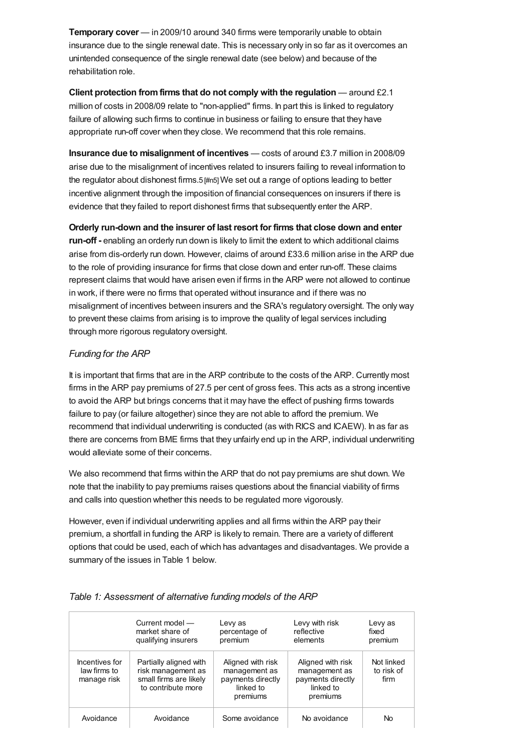**Temporary cover** — in 2009/10 around 340 firms were temporarily unable to obtain insurance due to the single renewal date. This is necessary only in so far as it overcomes an unintended consequence of the single renewal date (see below) and because of the rehabilitation role.

**Client protection from firms that do not comply with the regulation** — around £2.1 million of costs in 2008/09 relate to "non-applied" firms. In part this is linked to regulatory failure of allowing such firms to continue in business or failing to ensure that they have appropriate run-off cover when they close. We recommend that this role remains.

**Insurance due to misalignment of incentives** — costs of around £3.7 million in 2008/09 arise due to the misalignment of incentives related to insurers failing to reveal information to the regulator about dishonest firms.5 [#n5] We set out a range of options leading to better incentive alignment through the imposition of financial consequences on insurers if there is evidence that they failed to report dishonest firms that subsequently enter the ARP.

**Orderly run-down and the insurer of last resort for firms that close down and enter run-off -** enabling an orderly run down is likely to limit the extent to which additional claims arise from dis-orderly run down. However, claims of around £33.6 million arise in the ARP due to the role of providing insurance for firms that close down and enter run-off. These claims represent claims that would have arisen even if firms in the ARP were not allowed to continue in work, if there were no firms that operated without insurance and if there was no misalignment of incentives between insurers and the SRA's regulatory oversight. The only way to prevent these claims from arising is to improve the quality of legal services including through more rigorous regulatory oversight.

*Funding for the ARP*

It is important that firms that are in the ARP contribute to the costs of the ARP. Currently most firms in the ARP pay premiums of 27.5 per cent of gross fees. This acts as a strong incentive to avoid the ARP but brings concerns that it may have the effect of pushing firms towards failure to pay (or failure altogether) since they are not able to afford the premium. We recommend that individual underwriting is conducted (as with RICS and ICAEW). In as far as there are concerns from BME firms that they unfairly end up in the ARP, individual underwriting would alleviate some of their concerns.

We also recommend that firms within the ARP that do not pay premiums are shut down. We note that the inability to pay premiums raises questions about the financial viability of firms and calls into question whether this needs to be regulated more vigorously.

However, even if individual underwriting applies and all firms within the ARP pay their premium, a shortfall in funding the ARP is likely to remain. There are a variety of different options that could be used, each of which has advantages and disadvantages. We provide a summary of the issues in Table 1 below.

*Table 1: Assessment of alternative funding models of the ARP*

| | Current model — market share of qualifying insurers | Levy as percentage of premium | Levy with risk reflective elements | Levy as fixed premium |
|---|---|---|---|---|
| Incentives for law firms to manage risk | Partially aligned with risk management as small firms are likely to contribute more | Aligned with risk management as payments directly linked to premiums | Aligned with risk management as payments directly linked to premiums | Not linked to risk of firm |
| Avoidance | Avoidance | Some avoidance | No avoidance | No |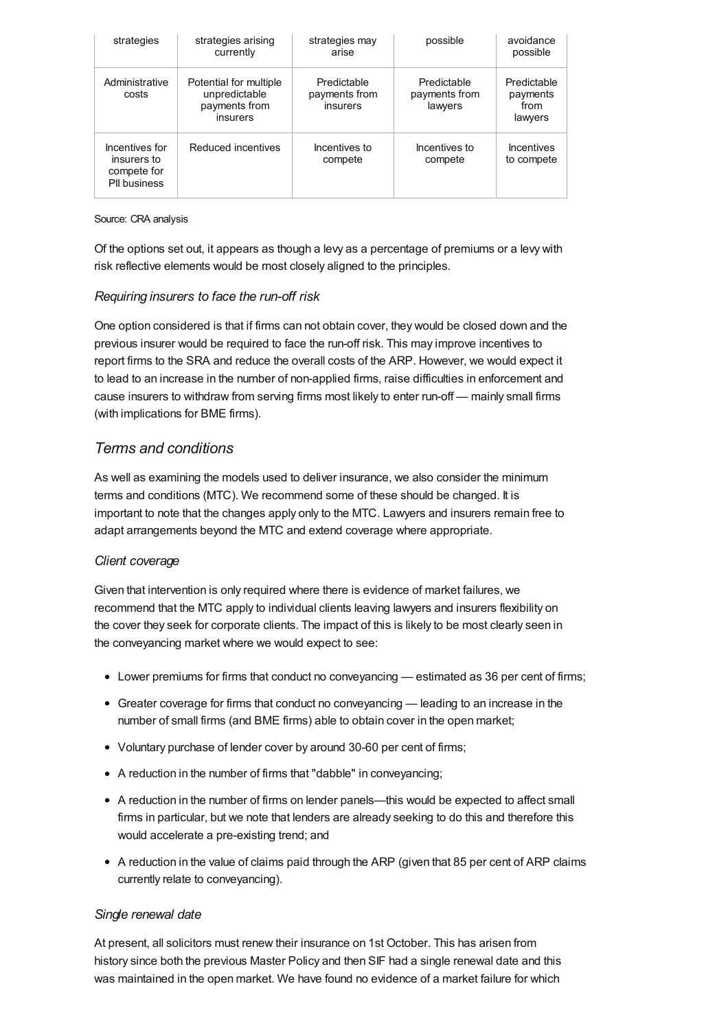| strategies | strategies arising currently | strategies may arise | possible | avoidance possible |
| --- | --- | --- | --- | --- |
| Administrative costs | Potential for multiple unpredictable payments from insurers | Predictable payments from insurers | Predictable payments from lawyers | Predictable payments from lawyers |
| Incentives for insurers to compete for PII business | Reduced incentives | Incentives to compete | Incentives to compete | Incentives to compete |

Source: CRA analysis

Of the options set out, it appears as though a levy as a percentage of premiums or a levy with risk reflective elements would be most closely aligned to the principles.

*Requiring insurers to face the run-off risk*

One option considered is that if firms can not obtain cover, they would be closed down and the previous insurer would be required to face the run-off risk. This may improve incentives to report firms to the SRA and reduce the overall costs of the ARP. However, we would expect it to lead to an increase in the number of non-applied firms, raise difficulties in enforcement and cause insurers to withdraw from serving firms most likely to enter run-off — mainly small firms (with implications for BME firms).

## *Terms and conditions*

As well as examining the models used to deliver insurance, we also consider the minimum terms and conditions (MTC). We recommend some of these should be changed. It is important to note that the changes apply only to the MTC. Lawyers and insurers remain free to adapt arrangements beyond the MTC and extend coverage where appropriate.

*Client coverage*

Given that intervention is only required where there is evidence of market failures, we recommend that the MTC apply to individual clients leaving lawyers and insurers flexibility on the cover they seek for corporate clients. The impact of this is likely to be most clearly seen in the conveyancing market where we would expect to see:

- Lower premiums for firms that conduct no conveyancing — estimated as 36 per cent of firms;
- Greater coverage for firms that conduct no conveyancing — leading to an increase in the number of small firms (and BME firms) able to obtain cover in the open market;
- Voluntary purchase of lender cover by around 30-60 per cent of firms;
- A reduction in the number of firms that "dabble" in conveyancing;
- A reduction in the number of firms on lender panels—this would be expected to affect small firms in particular, but we note that lenders are already seeking to do this and therefore this would accelerate a pre-existing trend; and
- A reduction in the value of claims paid through the ARP (given that 85 per cent of ARP claims currently relate to conveyancing).

*Single renewal date*

At present, all solicitors must renew their insurance on 1st October. This has arisen from history since both the previous Master Policy and then SIF had a single renewal date and this was maintained in the open market. We have found no evidence of a market failure for which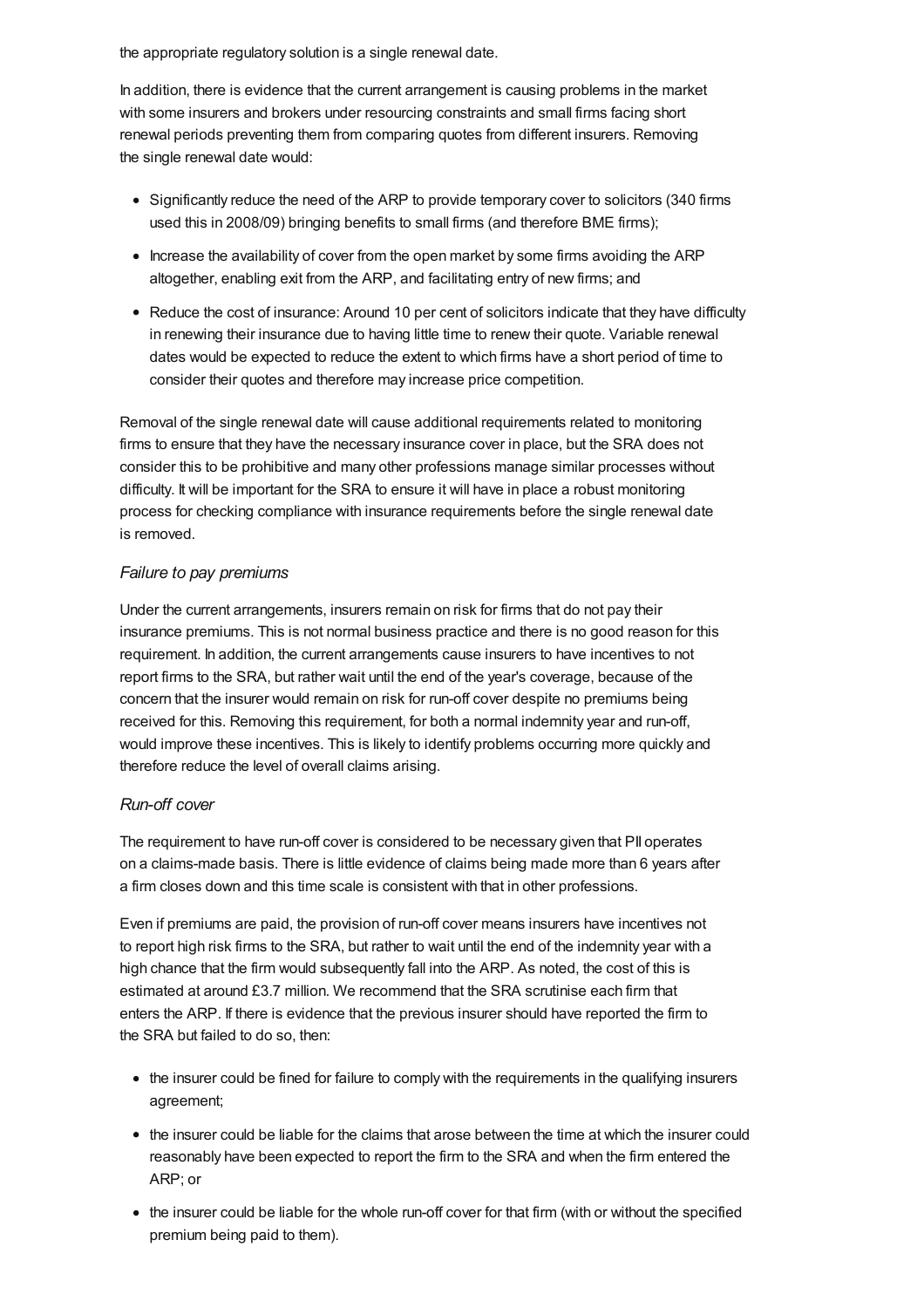the appropriate regulatory solution is a single renewal date.

In addition, there is evidence that the current arrangement is causing problems in the market with some insurers and brokers under resourcing constraints and small firms facing short renewal periods preventing them from comparing quotes from different insurers. Removing the single renewal date would:

- Significantly reduce the need of the ARP to provide temporary cover to solicitors (340 firms used this in 2008/09) bringing benefits to small firms (and therefore BME firms);
- Increase the availability of cover from the open market by some firms avoiding the ARP altogether, enabling exit from the ARP, and facilitating entry of new firms; and
- Reduce the cost of insurance: Around 10 per cent of solicitors indicate that they have difficulty in renewing their insurance due to having little time to renew their quote. Variable renewal dates would be expected to reduce the extent to which firms have a short period of time to consider their quotes and therefore may increase price competition.

Removal of the single renewal date will cause additional requirements related to monitoring firms to ensure that they have the necessary insurance cover in place, but the SRA does not consider this to be prohibitive and many other professions manage similar processes without difficulty. It will be important for the SRA to ensure it will have in place a robust monitoring process for checking compliance with insurance requirements before the single renewal date is removed.

*Failure to pay premiums*

Under the current arrangements, insurers remain on risk for firms that do not pay their insurance premiums. This is not normal business practice and there is no good reason for this requirement. In addition, the current arrangements cause insurers to have incentives to not report firms to the SRA, but rather wait until the end of the year's coverage, because of the concern that the insurer would remain on risk for run-off cover despite no premiums being received for this. Removing this requirement, for both a normal indemnity year and run-off, would improve these incentives. This is likely to identify problems occurring more quickly and therefore reduce the level of overall claims arising.

*Run-off cover*

The requirement to have run-off cover is considered to be necessary given that PII operates on a claims-made basis. There is little evidence of claims being made more than 6 years after a firm closes down and this time scale is consistent with that in other professions.

Even if premiums are paid, the provision of run-off cover means insurers have incentives not to report high risk firms to the SRA, but rather to wait until the end of the indemnity year with a high chance that the firm would subsequently fall into the ARP. As noted, the cost of this is estimated at around £3.7 million. We recommend that the SRA scrutinise each firm that enters the ARP. If there is evidence that the previous insurer should have reported the firm to the SRA but failed to do so, then:

- the insurer could be fined for failure to comply with the requirements in the qualifying insurers agreement;
- the insurer could be liable for the claims that arose between the time at which the insurer could reasonably have been expected to report the firm to the SRA and when the firm entered the ARP; or
- the insurer could be liable for the whole run-off cover for that firm (with or without the specified premium being paid to them).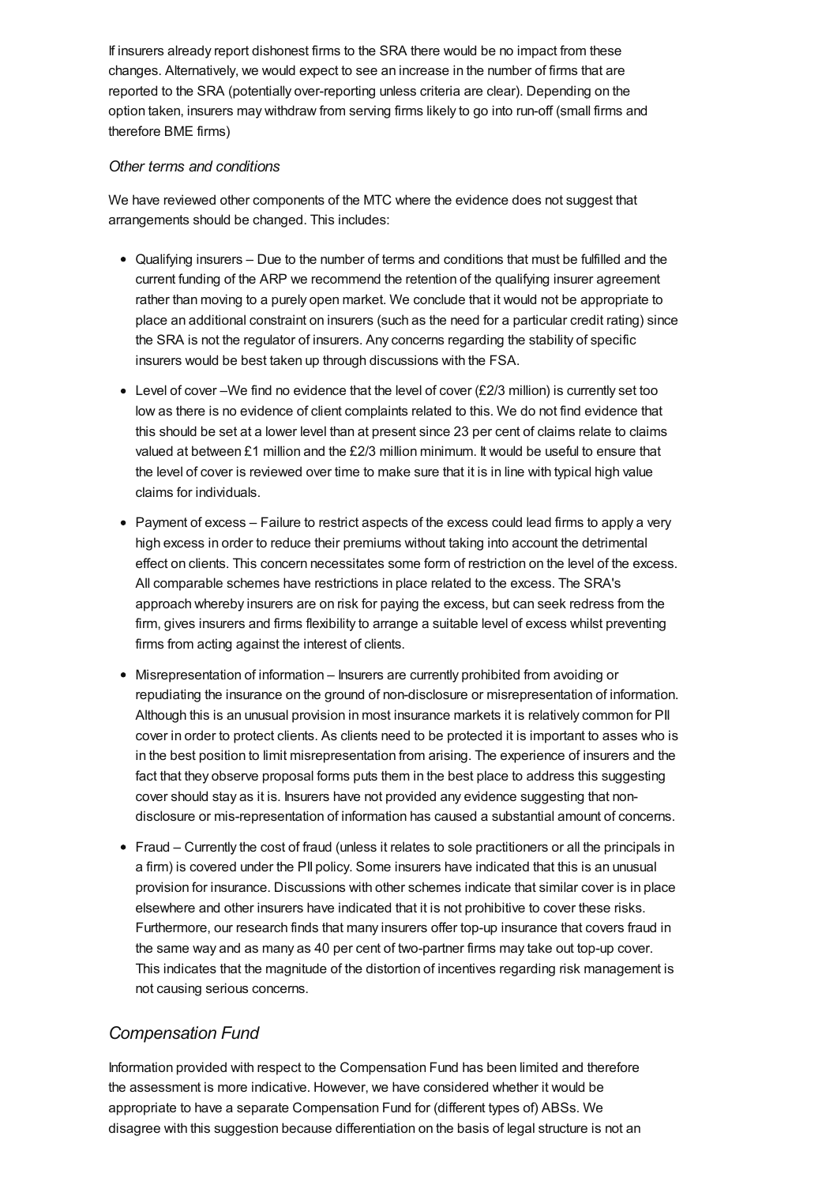If insurers already report dishonest firms to the SRA there would be no impact from these changes. Alternatively, we would expect to see an increase in the number of firms that are reported to the SRA (potentially over-reporting unless criteria are clear). Depending on the option taken, insurers may withdraw from serving firms likely to go into run-off (small firms and therefore BME firms)

*Other terms and conditions*

We have reviewed other components of the MTC where the evidence does not suggest that arrangements should be changed. This includes:

- Qualifying insurers – Due to the number of terms and conditions that must be fulfilled and the current funding of the ARP we recommend the retention of the qualifying insurer agreement rather than moving to a purely open market. We conclude that it would not be appropriate to place an additional constraint on insurers (such as the need for a particular credit rating) since the SRA is not the regulator of insurers. Any concerns regarding the stability of specific insurers would be best taken up through discussions with the FSA.
- Level of cover –We find no evidence that the level of cover (£2/3 million) is currently set too low as there is no evidence of client complaints related to this. We do not find evidence that this should be set at a lower level than at present since 23 per cent of claims relate to claims valued at between £1 million and the £2/3 million minimum. It would be useful to ensure that the level of cover is reviewed over time to make sure that it is in line with typical high value claims for individuals.
- Payment of excess – Failure to restrict aspects of the excess could lead firms to apply a very high excess in order to reduce their premiums without taking into account the detrimental effect on clients. This concern necessitates some form of restriction on the level of the excess. All comparable schemes have restrictions in place related to the excess. The SRA's approach whereby insurers are on risk for paying the excess, but can seek redress from the firm, gives insurers and firms flexibility to arrange a suitable level of excess whilst preventing firms from acting against the interest of clients.
- Misrepresentation of information – Insurers are currently prohibited from avoiding or repudiating the insurance on the ground of non-disclosure or misrepresentation of information. Although this is an unusual provision in most insurance markets it is relatively common for PII cover in order to protect clients. As clients need to be protected it is important to asses who is in the best position to limit misrepresentation from arising. The experience of insurers and the fact that they observe proposal forms puts them in the best place to address this suggesting cover should stay as it is. Insurers have not provided any evidence suggesting that non-disclosure or mis-representation of information has caused a substantial amount of concerns.
- Fraud – Currently the cost of fraud (unless it relates to sole practitioners or all the principals in a firm) is covered under the PII policy. Some insurers have indicated that this is an unusual provision for insurance. Discussions with other schemes indicate that similar cover is in place elsewhere and other insurers have indicated that it is not prohibitive to cover these risks. Furthermore, our research finds that many insurers offer top-up insurance that covers fraud in the same way and as many as 40 per cent of two-partner firms may take out top-up cover. This indicates that the magnitude of the distortion of incentives regarding risk management is not causing serious concerns.

## *Compensation Fund*

Information provided with respect to the Compensation Fund has been limited and therefore the assessment is more indicative. However, we have considered whether it would be appropriate to have a separate Compensation Fund for (different types of) ABSs. We disagree with this suggestion because differentiation on the basis of legal structure is not an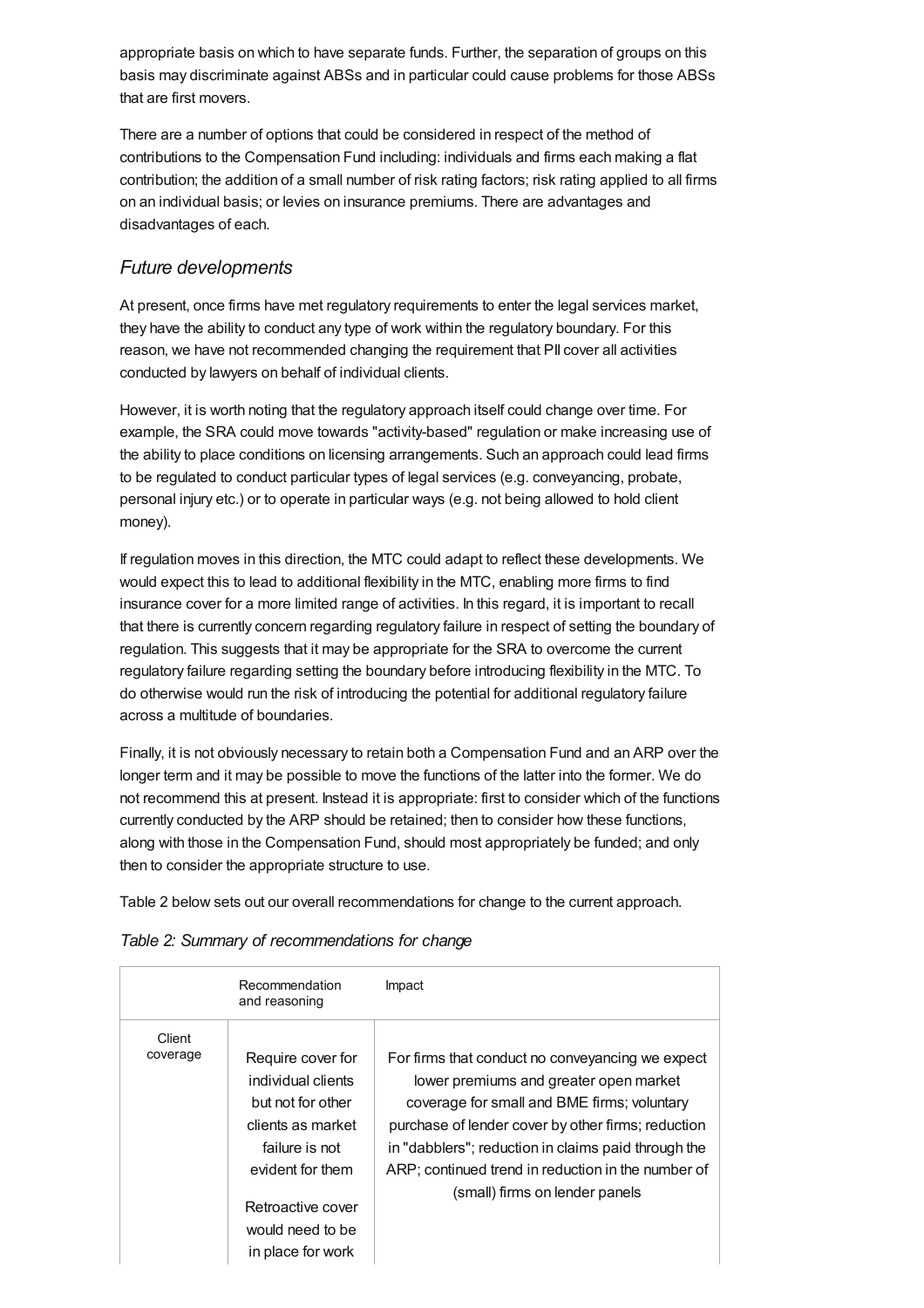appropriate basis on which to have separate funds. Further, the separation of groups on this basis may discriminate against ABSs and in particular could cause problems for those ABSs that are first movers.

There are a number of options that could be considered in respect of the method of contributions to the Compensation Fund including: individuals and firms each making a flat contribution; the addition of a small number of risk rating factors; risk rating applied to all firms on an individual basis; or levies on insurance premiums. There are advantages and disadvantages of each.

### *Future developments*

At present, once firms have met regulatory requirements to enter the legal services market, they have the ability to conduct any type of work within the regulatory boundary. For this reason, we have not recommended changing the requirement that PII cover all activities conducted by lawyers on behalf of individual clients.

However, it is worth noting that the regulatory approach itself could change over time. For example, the SRA could move towards "activity-based" regulation or make increasing use of the ability to place conditions on licensing arrangements. Such an approach could lead firms to be regulated to conduct particular types of legal services (e.g. conveyancing, probate, personal injury etc.) or to operate in particular ways (e.g. not being allowed to hold client money).

If regulation moves in this direction, the MTC could adapt to reflect these developments. We would expect this to lead to additional flexibility in the MTC, enabling more firms to find insurance cover for a more limited range of activities. In this regard, it is important to recall that there is currently concern regarding regulatory failure in respect of setting the boundary of regulation. This suggests that it may be appropriate for the SRA to overcome the current regulatory failure regarding setting the boundary before introducing flexibility in the MTC. To do otherwise would run the risk of introducing the potential for additional regulatory failure across a multitude of boundaries.

Finally, it is not obviously necessary to retain both a Compensation Fund and an ARP over the longer term and it may be possible to move the functions of the latter into the former. We do not recommend this at present. Instead it is appropriate: first to consider which of the functions currently conducted by the ARP should be retained; then to consider how these functions, along with those in the Compensation Fund, should most appropriately be funded; and only then to consider the appropriate structure to use.

Table 2 below sets out our overall recommendations for change to the current approach.

*Table 2: Summary of recommendations for change*

| | Recommendation and reasoning | Impact |
|---|---|---|
| Client coverage | Require cover for individual clients but not for other clients as market failure is not evident for them<br><br>Retroactive cover would need to be in place for work | For firms that conduct no conveyancing we expect lower premiums and greater open market coverage for small and BME firms; voluntary purchase of lender cover by other firms; reduction in "dabblers"; reduction in claims paid through the ARP; continued trend in reduction in the number of (small) firms on lender panels |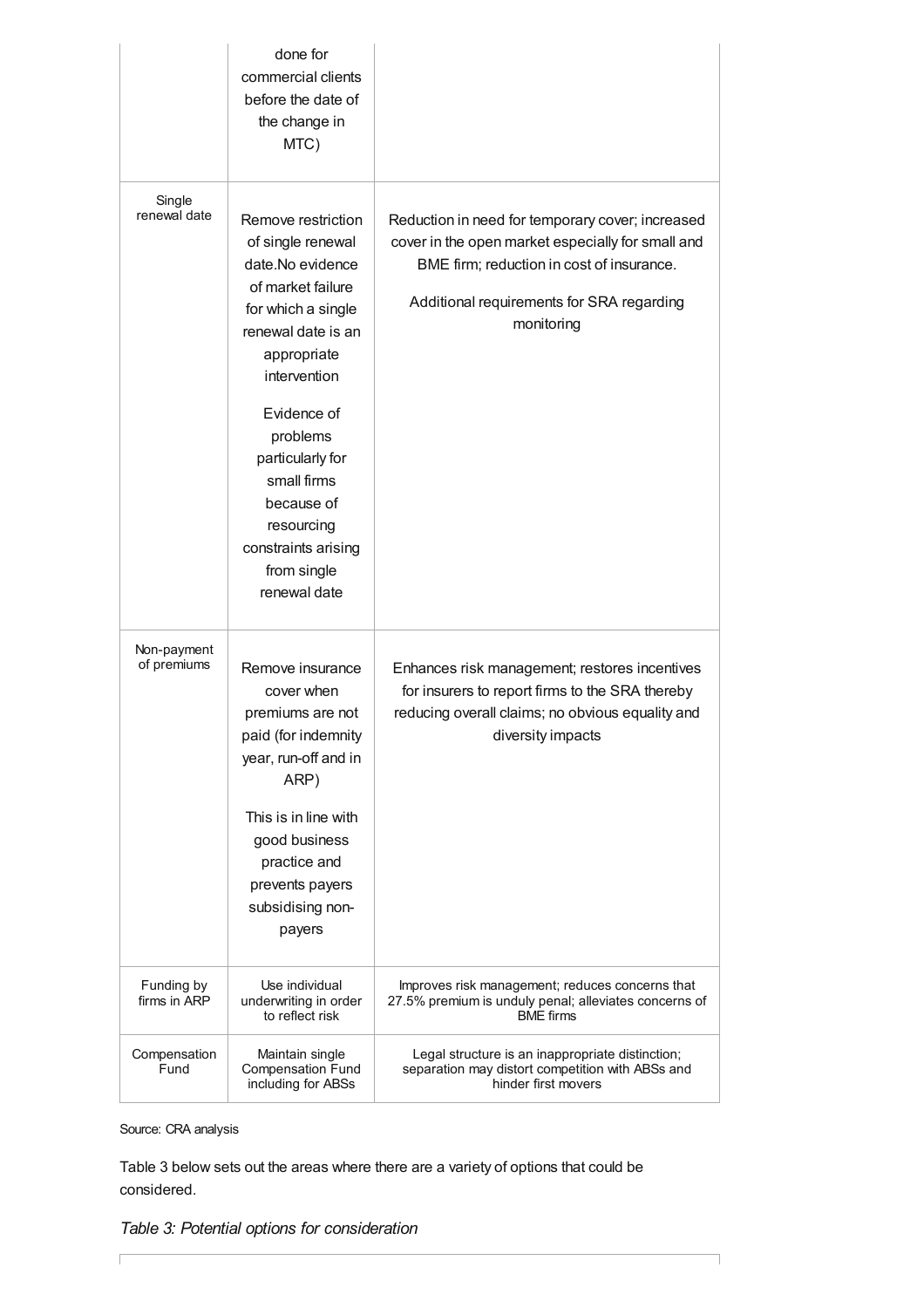| | | |
|---|---|---|
| | done for commercial clients before the date of the change in MTC) | |
| Single renewal date | Remove restriction of single renewal date.No evidence of market failure for which a single renewal date is an appropriate intervention<br><br>Evidence of problems particularly for small firms because of resourcing constraints arising from single renewal date | Reduction in need for temporary cover; increased cover in the open market especially for small and BME firm; reduction in cost of insurance.<br><br>Additional requirements for SRA regarding monitoring |
| Non-payment of premiums | Remove insurance cover when premiums are not paid (for indemnity year, run-off and in ARP)<br><br>This is in line with good business practice and prevents payers subsidising non-payers | Enhances risk management; restores incentives for insurers to report firms to the SRA thereby reducing overall claims; no obvious equality and diversity impacts |
| Funding by firms in ARP | Use individual underwriting in order to reflect risk | Improves risk management; reduces concerns that 27.5% premium is unduly penal; alleviates concerns of BME firms |
| Compensation Fund | Maintain single Compensation Fund including for ABSs | Legal structure is an inappropriate distinction; separation may distort competition with ABSs and hinder first movers |

Source: CRA analysis

Table 3 below sets out the areas where there are a variety of options that could be considered.

*Table 3: Potential options for consideration*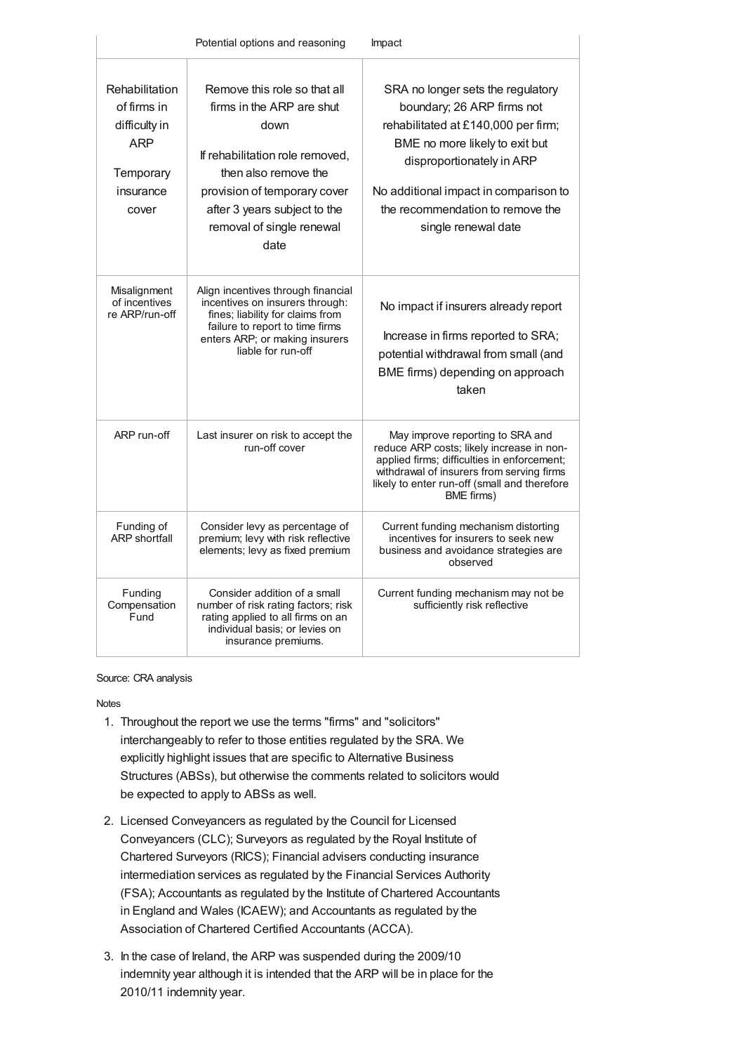| | Potential options and reasoning | Impact |
|---|---|---|
| Rehabilitation of firms in difficulty in ARP<br><br>Temporary insurance cover | Remove this role so that all firms in the ARP are shut down<br><br>If rehabilitation role removed, then also remove the provision of temporary cover after 3 years subject to the removal of single renewal date | SRA no longer sets the regulatory boundary; 26 ARP firms not rehabilitated at £140,000 per firm; BME no more likely to exit but disproportionately in ARP<br><br>No additional impact in comparison to the recommendation to remove the single renewal date |
| Misalignment of incentives re ARP/run-off | Align incentives through financial incentives on insurers through: fines; liability for claims from failure to report to time firms enters ARP; or making insurers liable for run-off | No impact if insurers already report<br><br>Increase in firms reported to SRA; potential withdrawal from small (and BME firms) depending on approach taken |
| ARP run-off | Last insurer on risk to accept the run-off cover | May improve reporting to SRA and reduce ARP costs; likely increase in non-applied firms; difficulties in enforcement; withdrawal of insurers from serving firms likely to enter run-off (small and therefore BME firms) |
| Funding of ARP shortfall | Consider levy as percentage of premium; levy with risk reflective elements; levy as fixed premium | Current funding mechanism distorting incentives for insurers to seek new business and avoidance strategies are observed |
| Funding Compensation Fund | Consider addition of a small number of risk rating factors; risk rating applied to all firms on an individual basis; or levies on insurance premiums. | Current funding mechanism may not be sufficiently risk reflective |

Source: CRA analysis

Notes

1. Throughout the report we use the terms "firms" and "solicitors" interchangeably to refer to those entities regulated by the SRA. We explicitly highlight issues that are specific to Alternative Business Structures (ABSs), but otherwise the comments related to solicitors would be expected to apply to ABSs as well.
2. Licensed Conveyancers as regulated by the Council for Licensed Conveyancers (CLC); Surveyors as regulated by the Royal Institute of Chartered Surveyors (RICS); Financial advisers conducting insurance intermediation services as regulated by the Financial Services Authority (FSA); Accountants as regulated by the Institute of Chartered Accountants in England and Wales (ICAEW); and Accountants as regulated by the Association of Chartered Certified Accountants (ACCA).
3. In the case of Ireland, the ARP was suspended during the 2009/10 indemnity year although it is intended that the ARP will be in place for the 2010/11 indemnity year.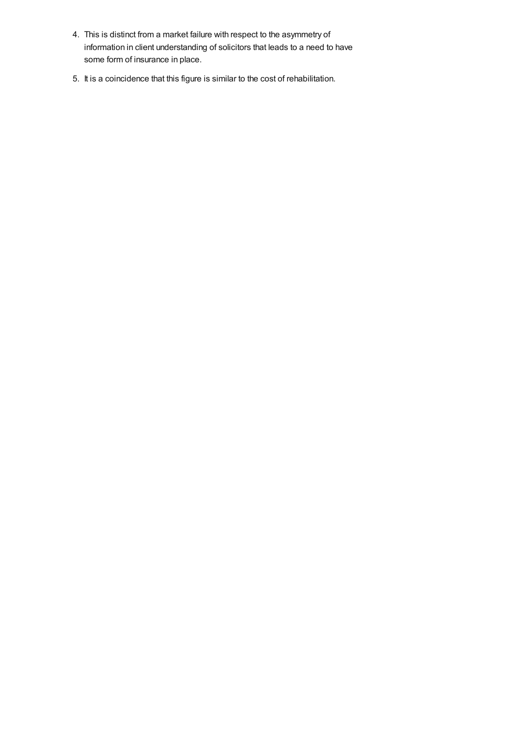4. This is distinct from a market failure with respect to the asymmetry of information in client understanding of solicitors that leads to a need to have some form of insurance in place.

5. It is a coincidence that this figure is similar to the cost of rehabilitation.